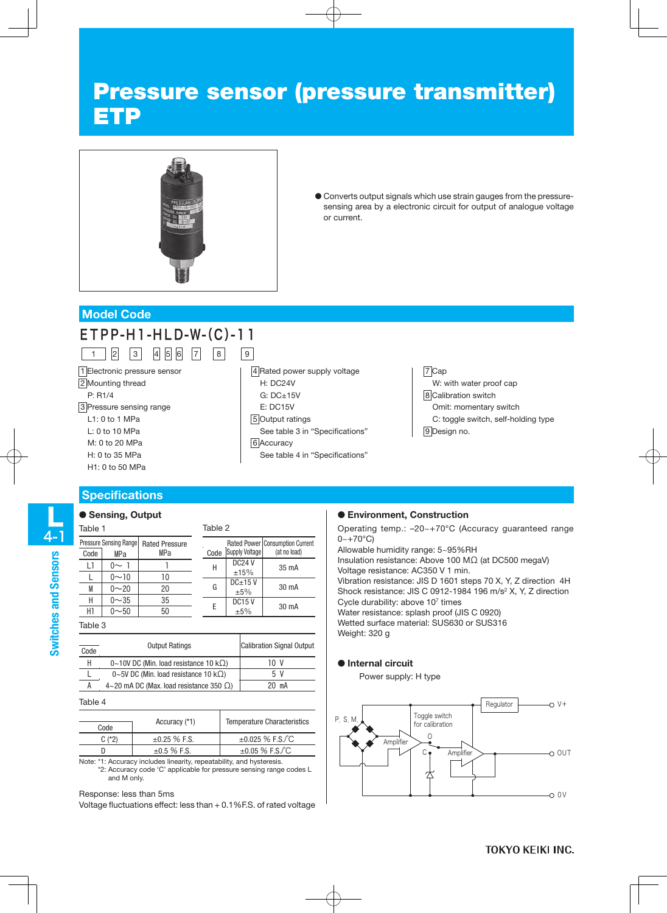# Pressure sensor (pressure transmitter) ETP

- Converts output signals which use strain gauges from the pressure-sensing area by a electronic circuit for output of analogue voltage or current.

## Model Code

**ETPP-H1-HLD-W-(C)-11**

1 | 2 | 3 | 4 | 5 | 6 | 7 | 8 | 9

1 Electronic pressure sensor

2 Mounting thread
- P: R1/4

3 Pressure sensing range
- L1: 0 to 1 MPa
- L: 0 to 10 MPa
- M: 0 to 20 MPa
- H: 0 to 35 MPa
- H1: 0 to 50 MPa

4 Rated power supply voltage
- H: DC24V
- G: DC±15V
- E: DC15V

5 Output ratings
- See table 3 in "Specifications"

6 Accuracy
- See table 4 in "Specifications"

7 Cap
- W: with water proof cap

8 Calibration switch
- Omit: momentary switch
- C: toggle switch, self-holding type

9 Design no.

## Specifications

### Sensing, Output

Table 1

| Pressure Sensing Range Code | MPa | Rated Pressure MPa |
|---|---|---|
| L1 | 0～ 1 | 1 |
| L | 0～10 | 10 |
| M | 0～20 | 20 |
| H | 0～35 | 35 |
| H1 | 0～50 | 50 |

Table 2

| Code | Rated Power Supply Voltage | Consumption Current (at no load) |
|---|---|---|
| H | DC24 V ±15% | 35 mA |
| G | DC±15 V ±5% | 30 mA |
| E | DC15 V ±5% | 30 mA |

Table 3

| Code | Output Ratings | Calibration Signal Output |
|---|---|---|
| H | 0~10V DC (Min. load resistance 10 kΩ) | 10 V |
| L | 0~5V DC (Min. load resistance 10 kΩ) | 5 V |
| A | 4~20 mA DC (Max. load resistance 350 Ω) | 20 mA |

Table 4

| Code | Accuracy (*1) | Temperature Characteristics |
|---|---|---|
| C (*2) | ±0.25 % F.S. | ±0.025 % F.S./°C |
| D | ±0.5 % F.S. | ±0.05 % F.S./°C |

Note: *1: Accuracy includes linearity, repeatability, and hysteresis.
*2: Accuracy code 'C' applicable for pressure sensing range codes L and M only.

Response: less than 5ms

Voltage fluctuations effect: less than + 0.1%F.S. of rated voltage

### Environment, Construction

Operating temp.: –20~+70°C (Accuracy guaranteed range 0~+70°C)

Allowable humidity range: 5~95%RH

Insulation resistance: Above 100 MΩ (at DC500 megaV)

Voltage resistance: AC350 V 1 min.

Vibration resistance: JIS D 1601 steps 70 X, Y, Z direction 4H

Shock resistance: JIS C 0912-1984 196 m/s² X, Y, Z direction

Cycle durability: above $10^7$ times

Water resistance: splash proof (JIS C 0920)

Wetted surface material: SUS630 or SUS316

Weight: 320 g

### Internal circuit

Power supply: H type

P. S. M. — Amplifier — Toggle switch for calibration (O, C) — Amplifier — Regulator — V+ — OUT — 0V

TOKYO KEIKI INC.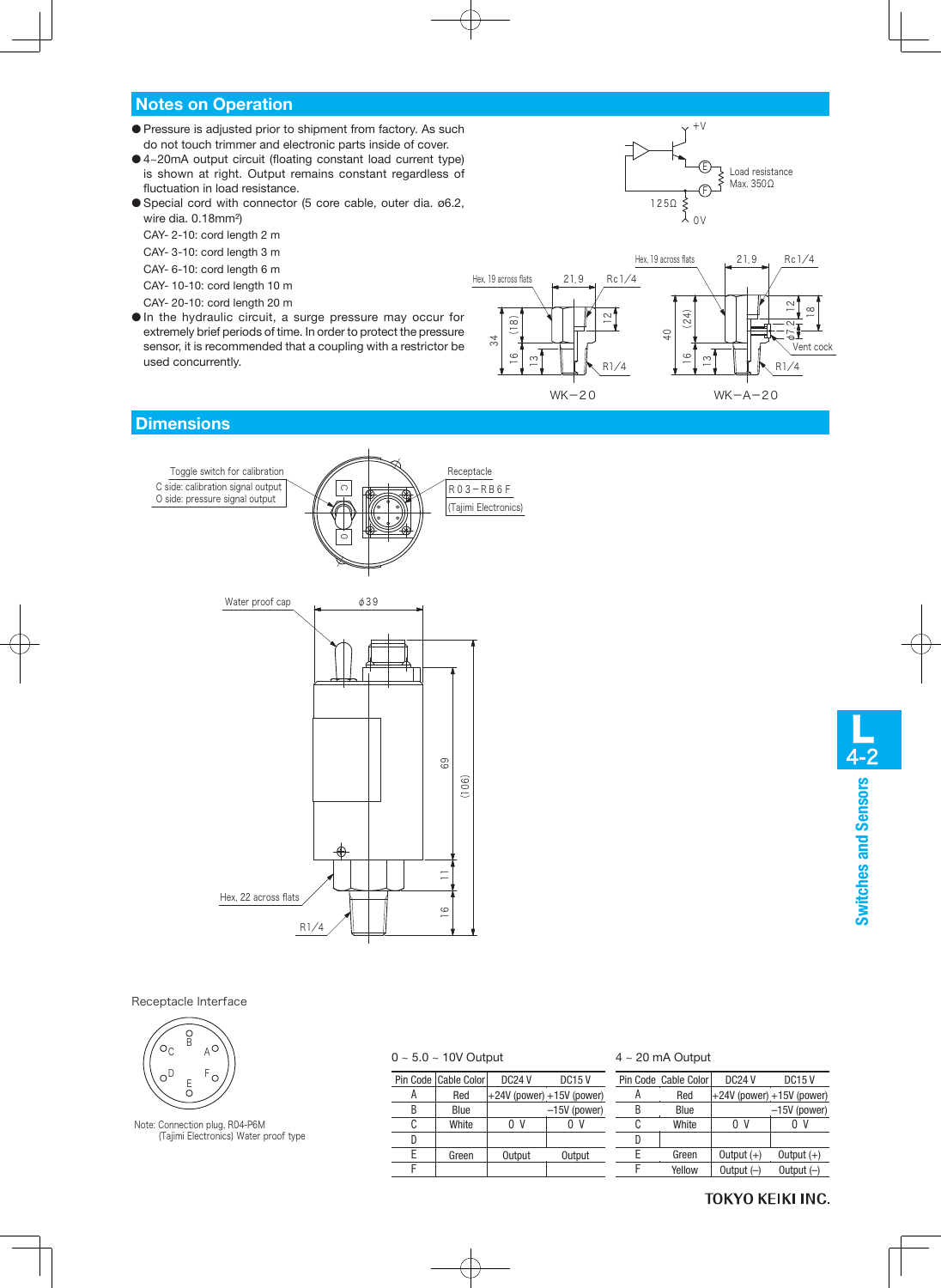## Notes on Operation

- Pressure is adjusted prior to shipment from factory. As such do not touch trimmer and electronic parts inside of cover.
- 4~20mA output circuit (floating constant load current type) is shown at right. Output remains constant regardless of fluctuation in load resistance.
- Special cord with connector (5 core cable, outer dia. ø6.2, wire dia. 0.18mm²)

  CAY- 2-10: cord length 2 m

  CAY- 3-10: cord length 3 m

  CAY- 6-10: cord length 6 m

  CAY- 10-10: cord length 10 m

  CAY- 20-10: cord length 20 m
- In the hydraulic circuit, a surge pressure may occur for extremely brief periods of time. In order to protect the pressure sensor, it is recommended that a coupling with a restrictor be used concurrently.

+V

E

Load resistance
Max. 350Ω

F

125Ω

0V

Hex, 19 across flats

21.9

Rc1/4

(18)

34

16

13

12

R1/4

WK−20

Hex, 19 across flats

21.9

Rc1/4

(24)

40

16

13

12

18

ø7.2

Vent cock

R1/4

WK−A−20

## Dimensions

Toggle switch for calibration
C side: calibration signal output
O side: pressure signal output

Receptacle
R03−RB6F
(Tajimi Electronics)

Water proof cap

ø39

69

(106)

11

16

Hex, 22 across flats

R1/4

Receptacle Interface

B A C D F E

Note: Connection plug, R04-P6M
(Tajimi Electronics) Water proof type

0 ~ 5.0 ~ 10V Output

| Pin Code | Cable Color | DC24 V | DC15 V |
|---|---|---|---|
| A | Red | +24V (power) | +15V (power) |
| B | Blue | | −15V (power) |
| C | White | 0 V | 0 V |
| D | | | |
| E | Green | Output | Output |
| F | | | |

4 ~ 20 mA Output

| Pin Code | Cable Color | DC24 V | DC15 V |
|---|---|---|---|
| A | Red | +24V (power) | +15V (power) |
| B | Blue | | −15V (power) |
| C | White | 0 V | 0 V |
| D | | | |
| E | Green | Output (+) | Output (+) |
| F | Yellow | Output (−) | Output (−) |

TOKYO KEIKI INC.